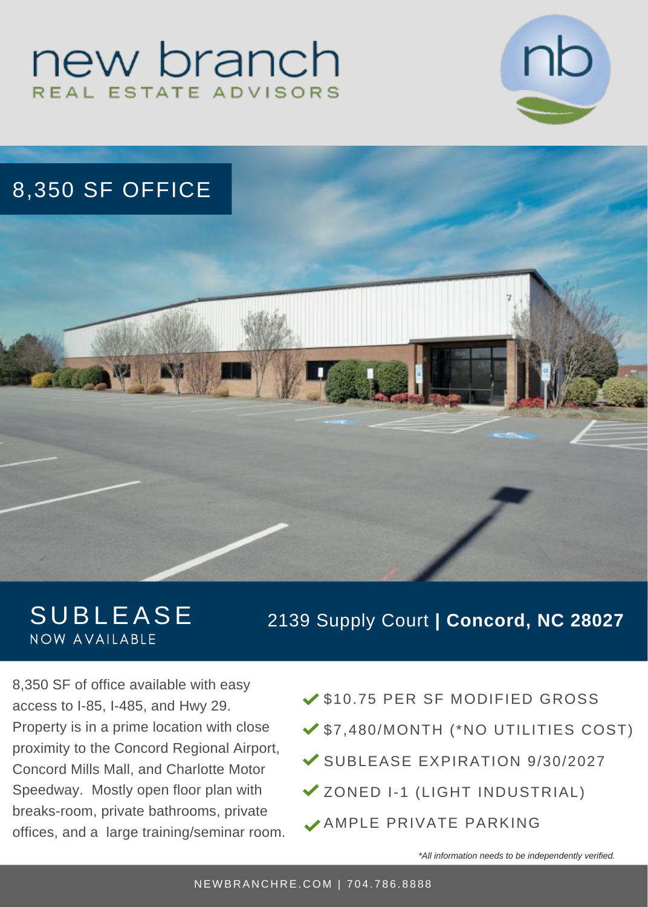# new branch

REAL ESTATE ADVISORS

## 8,350 SF OFFICE

## SUBLEASE

NOW AVAILABLE

2139 Supply Court **| Concord, NC 28027**

8,350 SF of office available with easy access to I-85, I-485, and Hwy 29. Property is in a prime location with close proximity to the Concord Regional Airport, Concord Mills Mall, and Charlotte Motor Speedway. Mostly open floor plan with breaks-room, private bathrooms, private offices, and a large training/seminar room.

- ✔ $10.75 PER SF MODIFIED GROSS
- ✔ $7,480/MONTH (*NO UTILITIES COST)
- ✔ SUBLEASE EXPIRATION 9/30/2027
- ✔ ZONED I-1 (LIGHT INDUSTRIAL)
- ✔ AMPLE PRIVATE PARKING

*\*All information needs to be independently verified.*

NEWBRANCHRE.COM | 704.786.8888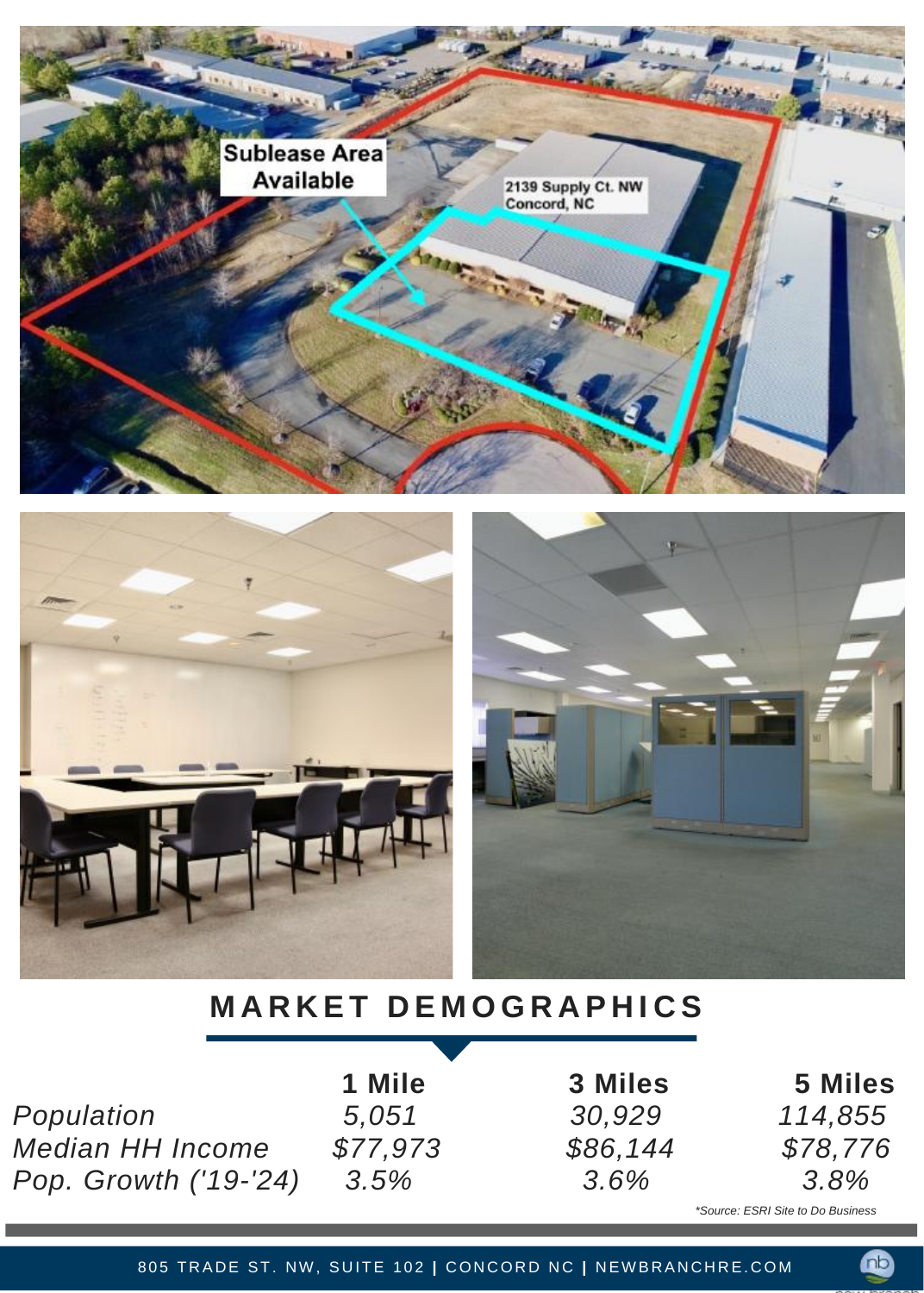## MARKET DEMOGRAPHICS

| | 1 Mile | 3 Miles | 5 Miles |
|---|---|---|---|
| *Population* | *5,051* | *30,929* | *114,855* |
| *Median HH Income* | *$77,973* | *$86,144* | *$78,776* |
| *Pop. Growth ('19-'24)* | *3.5%* | *3.6%* | *3.8%* |

*\*Source: ESRI Site to Do Business*

805 TRADE ST. NW, SUITE 102 | CONCORD NC | NEWBRANCHCRE.COM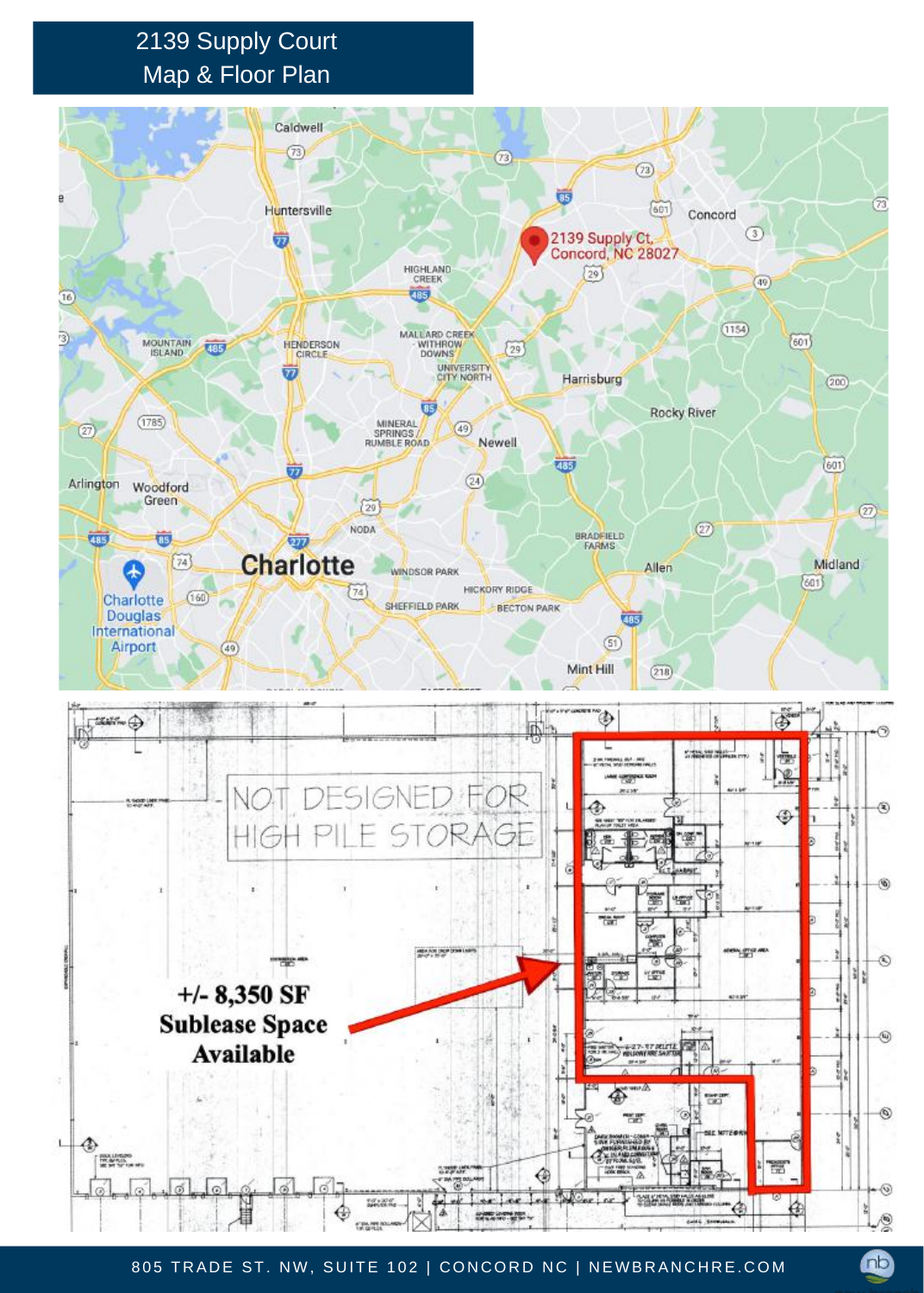# 2139 Supply Court
## Map & Floor Plan

2139 Supply Ct, Concord, NC 28027

NOT DESIGNED FOR HIGH PILE STORAGE

**+/- 8,350 SF Sublease Space Available**

805 TRADE ST. NW, SUITE 102 | CONCORD NC | NEWBRANCHRE.COM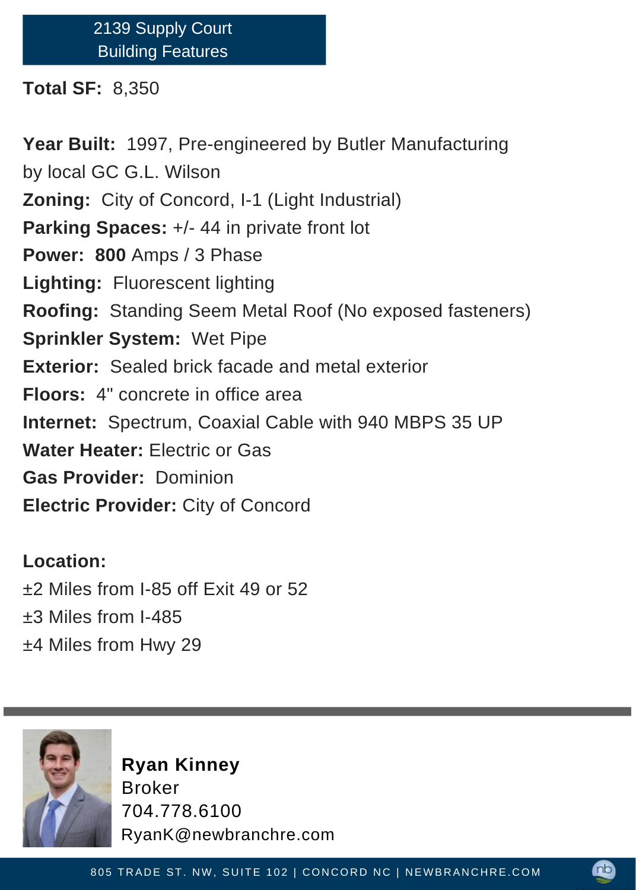## 2139 Supply Court
## Building Features

**Total SF:** 8,350

**Year Built:** 1997, Pre-engineered by Butler Manufacturing by local GC G.L. Wilson
**Zoning:** City of Concord, I-1 (Light Industrial)
**Parking Spaces:** +/- 44 in private front lot
**Power:** **800** Amps / 3 Phase
**Lighting:** Fluorescent lighting
**Roofing:** Standing Seem Metal Roof (No exposed fasteners)
**Sprinkler System:** Wet Pipe
**Exterior:** Sealed brick facade and metal exterior
**Floors:** 4" concrete in office area
**Internet:** Spectrum, Coaxial Cable with 940 MBPS 35 UP
**Water Heater:** Electric or Gas
**Gas Provider:** Dominion
**Electric Provider:** City of Concord

**Location:**
±2 Miles from I-85 off Exit 49 or 52
±3 Miles from I-485
±4 Miles from Hwy 29

**Ryan Kinney**
Broker
704.778.6100
RyanK@newbranchre.com

805 TRADE ST. NW, SUITE 102 | CONCORD NC | NEWBRANCHRE.COM